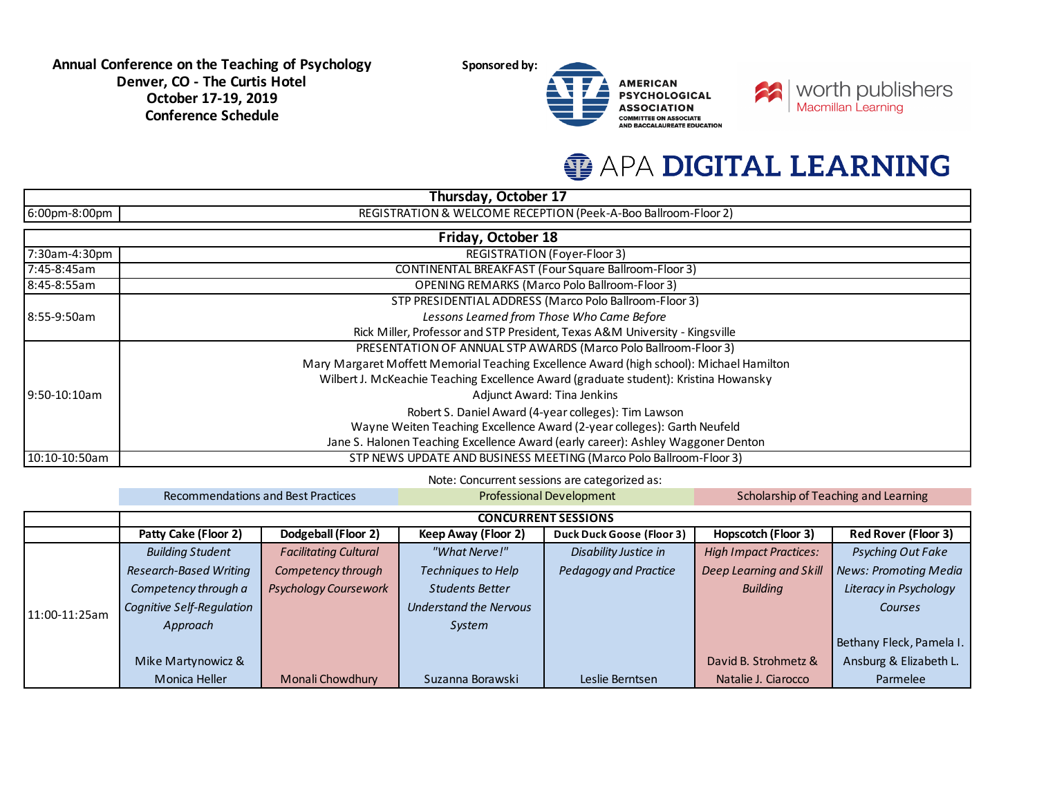**Annual Conference on the Teaching of Psychology**
**Denver, CO - The Curtis Hotel**
**October 17-19, 2019**
**Conference Schedule**

**Sponsored by:** American Psychological Association Committee on Associate and Baccalaureate Education; worth publishers Macmillan Learning; APA DIGITAL LEARNING

## Thursday, October 17

| Time | Event |
|---|---|
| 6:00pm-8:00pm | REGISTRATION & WELCOME RECEPTION (Peek-A-Boo Ballroom-Floor 2) |

## Friday, October 18

| Time | Event |
|---|---|
| 7:30am-4:30pm | REGISTRATION (Foyer-Floor 3) |
| 7:45-8:45am | CONTINENTAL BREAKFAST (Four Square Ballroom-Floor 3) |
| 8:45-8:55am | OPENING REMARKS (Marco Polo Ballroom-Floor 3) |
| 8:55-9:50am | STP PRESIDENTIAL ADDRESS (Marco Polo Ballroom-Floor 3)<br>*Lessons Learned from Those Who Came Before*<br>Rick Miller, Professor and STP President, Texas A&M University - Kingsville |
| 9:50-10:10am | PRESENTATION OF ANNUAL STP AWARDS (Marco Polo Ballroom-Floor 3)<br>Mary Margaret Moffett Memorial Teaching Excellence Award (high school): Michael Hamilton<br>Wilbert J. McKeachie Teaching Excellence Award (graduate student): Kristina Howansky<br>Adjunct Award: Tina Jenkins<br>Robert S. Daniel Award (4-year colleges): Tim Lawson<br>Wayne Weiten Teaching Excellence Award (2-year colleges): Garth Neufeld<br>Jane S. Halonen Teaching Excellence Award (early career): Ashley Waggoner Denton |
| 10:10-10:50am | STP NEWS UPDATE AND BUSINESS MEETING (Marco Polo Ballroom-Floor 3) |

Note: Concurrent sessions are categorized as: Recommendations and Best Practices | Professional Development | Scholarship of Teaching and Learning

### CONCURRENT SESSIONS

| | Patty Cake (Floor 2) | Dodgeball (Floor 2) | Keep Away (Floor 2) | Duck Duck Goose (Floor 3) | Hopscotch (Floor 3) | Red Rover (Floor 3) |
|---|---|---|---|---|---|---|
| 11:00-11:25am | *Building Student Research-Based Writing Competency through a Cognitive Self-Regulation Approach*<br>Mike Martynowicz & Monica Heller | *Facilitating Cultural Competency through Psychology Coursework*<br>Monali Chowdhury | *"What Nerve!" Techniques to Help Students Better Understand the Nervous System*<br>Suzanna Borawski | *Disability Justice in Pedagogy and Practice*<br>Leslie Berntsen | *High Impact Practices: Deep Learning and Skill Building*<br>David B. Strohmetz & Natalie J. Ciarocco | *Psyching Out Fake News: Promoting Media Literacy in Psychology Courses*<br>Bethany Fleck, Pamela I. Ansburg & Elizabeth L. Parmelee |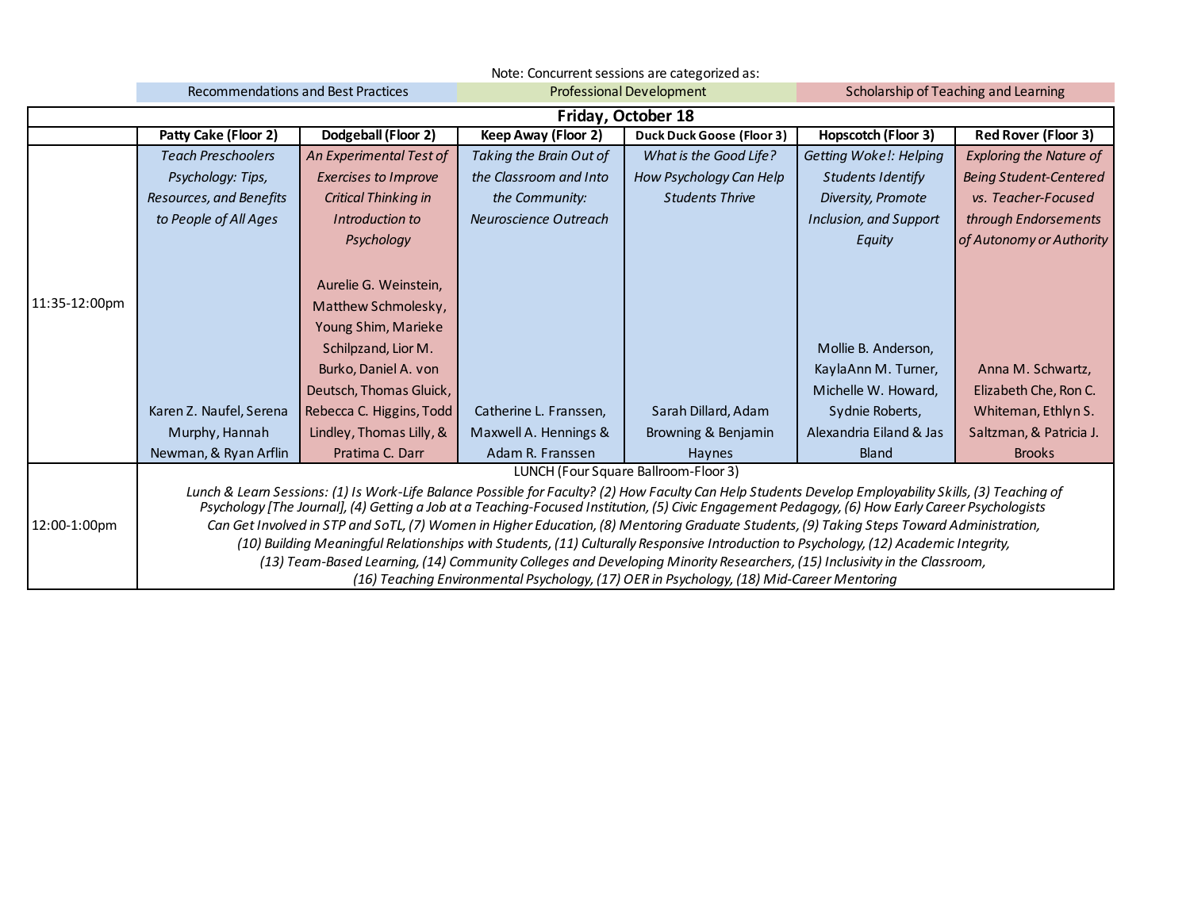Note: Concurrent sessions are categorized as:

| Recommendations and Best Practices | Professional Development | Scholarship of Teaching and Learning |
|---|---|---|

| Friday, October 18 | | | | | | |
|---|---|---|---|---|---|---|
| | **Patty Cake (Floor 2)** | **Dodgeball (Floor 2)** | **Keep Away (Floor 2)** | **Duck Duck Goose (Floor 3)** | **Hopscotch (Floor 3)** | **Red Rover (Floor 3)** |
| 11:35-12:00pm | *Teach Preschoolers Psychology: Tips, Resources, and Benefits to People of All Ages* Karen Z. Naufel, Serena Murphy, Hannah Newman, & Ryan Arflin | *An Experimental Test of Exercises to Improve Critical Thinking in Introduction to Psychology* Aurelie G. Weinstein, Matthew Schmolesky, Young Shim, Marieke Schilpzand, Lior M. Burko, Daniel A. von Deutsch, Thomas Gluick, Rebecca C. Higgins, Todd Lindley, Thomas Lilly, & Pratima C. Darr | *Taking the Brain Out of the Classroom and Into the Community: Neuroscience Outreach* Catherine L. Franssen, Maxwell A. Hennings & Adam R. Franssen | *What is the Good Life? How Psychology Can Help Students Thrive* Sarah Dillard, Adam Browning & Benjamin Haynes | *Getting Woke!: Helping Students Identify Diversity, Promote Inclusion, and Support Equity* Mollie B. Anderson, KaylaAnn M. Turner, Michelle W. Howard, Sydnie Roberts, Alexandria Eiland & Jas Bland | *Exploring the Nature of Being Student-Centered vs. Teacher-Focused through Endorsements of Autonomy or Authority* Anna M. Schwartz, Elizabeth Che, Ron C. Whiteman, Ethlyn S. Saltzman, & Patricia J. Brooks |
| 12:00-1:00pm | LUNCH (Four Square Ballroom-Floor 3) *Lunch & Learn Sessions: (1) Is Work-Life Balance Possible for Faculty? (2) How Faculty Can Help Students Develop Employability Skills, (3) Teaching of Psychology [The Journal], (4) Getting a Job at a Teaching-Focused Institution, (5) Civic Engagement Pedagogy, (6) How Early Career Psychologists Can Get Involved in STP and SoTL, (7) Women in Higher Education, (8) Mentoring Graduate Students, (9) Taking Steps Toward Administration, (10) Building Meaningful Relationships with Students, (11) Culturally Responsive Introduction to Psychology, (12) Academic Integrity, (13) Team-Based Learning, (14) Community Colleges and Developing Minority Researchers, (15) Inclusivity in the Classroom, (16) Teaching Environmental Psychology, (17) OER in Psychology, (18) Mid-Career Mentoring* | | | | | |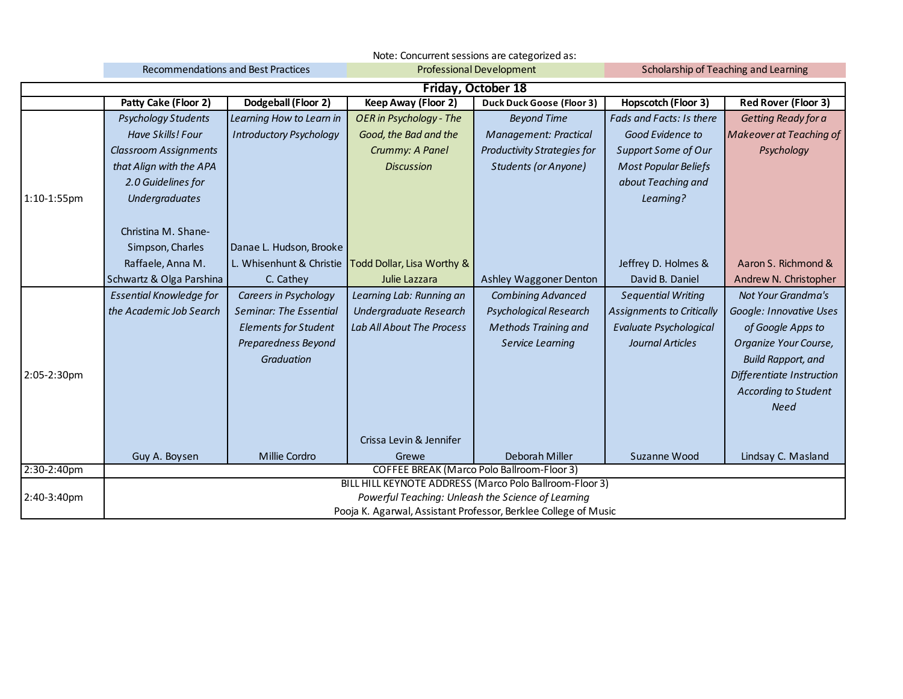Note: Concurrent sessions are categorized as:

Recommendations and Best Practices | Professional Development | Scholarship of Teaching and Learning

| Friday, October 18 | | | | | | |
|---|---|---|---|---|---|---|
| | Patty Cake (Floor 2) | Dodgeball (Floor 2) | Keep Away (Floor 2) | Duck Duck Goose (Floor 3) | Hopscotch (Floor 3) | Red Rover (Floor 3) |
| 1:10-1:55pm | *Psychology Students Have Skills! Four Classroom Assignments that Align with the APA 2.0 Guidelines for Undergraduates* Christina M. Shane-Simpson, Charles Raffaele, Anna M. Schwartz & Olga Parshina | *Learning How to Learn in Introductory Psychology* Danae L. Hudson, Brooke L. Whisenhunt & Christie C. Cathey | *OER in Psychology - The Good, the Bad and the Crummy: A Panel Discussion* Todd Dollar, Lisa Worthy & Julie Lazzara | *Beyond Time Management: Practical Productivity Strategies for Students (or Anyone)* Ashley Waggoner Denton | *Fads and Facts: Is there Good Evidence to Support Some of Our Most Popular Beliefs about Teaching and Learning?* Jeffrey D. Holmes & David B. Daniel | *Getting Ready for a Makeover at Teaching of Psychology* Aaron S. Richmond & Andrew N. Christopher |
| 2:05-2:30pm | *Essential Knowledge for the Academic Job Search* Guy A. Boysen | *Careers in Psychology Seminar: The Essential Elements for Student Preparedness Beyond Graduation* Millie Cordro | *Learning Lab: Running an Undergraduate Research Lab All About The Process* Crissa Levin & Jennifer Grewe | *Combining Advanced Psychological Research Methods Training and Service Learning* Deborah Miller | *Sequential Writing Assignments to Critically Evaluate Psychological Journal Articles* Suzanne Wood | *Not Your Grandma's Google: Innovative Uses of Google Apps to Organize Your Course, Build Rapport, and Differentiate Instruction According to Student Need* Lindsay C. Masland |
| 2:30-2:40pm | COFFEE BREAK (Marco Polo Ballroom-Floor 3) | | | | | |
| 2:40-3:40pm | BILL HILL KEYNOTE ADDRESS (Marco Polo Ballroom-Floor 3) *Powerful Teaching: Unleash the Science of Learning* Pooja K. Agarwal, Assistant Professor, Berklee College of Music | | | | | |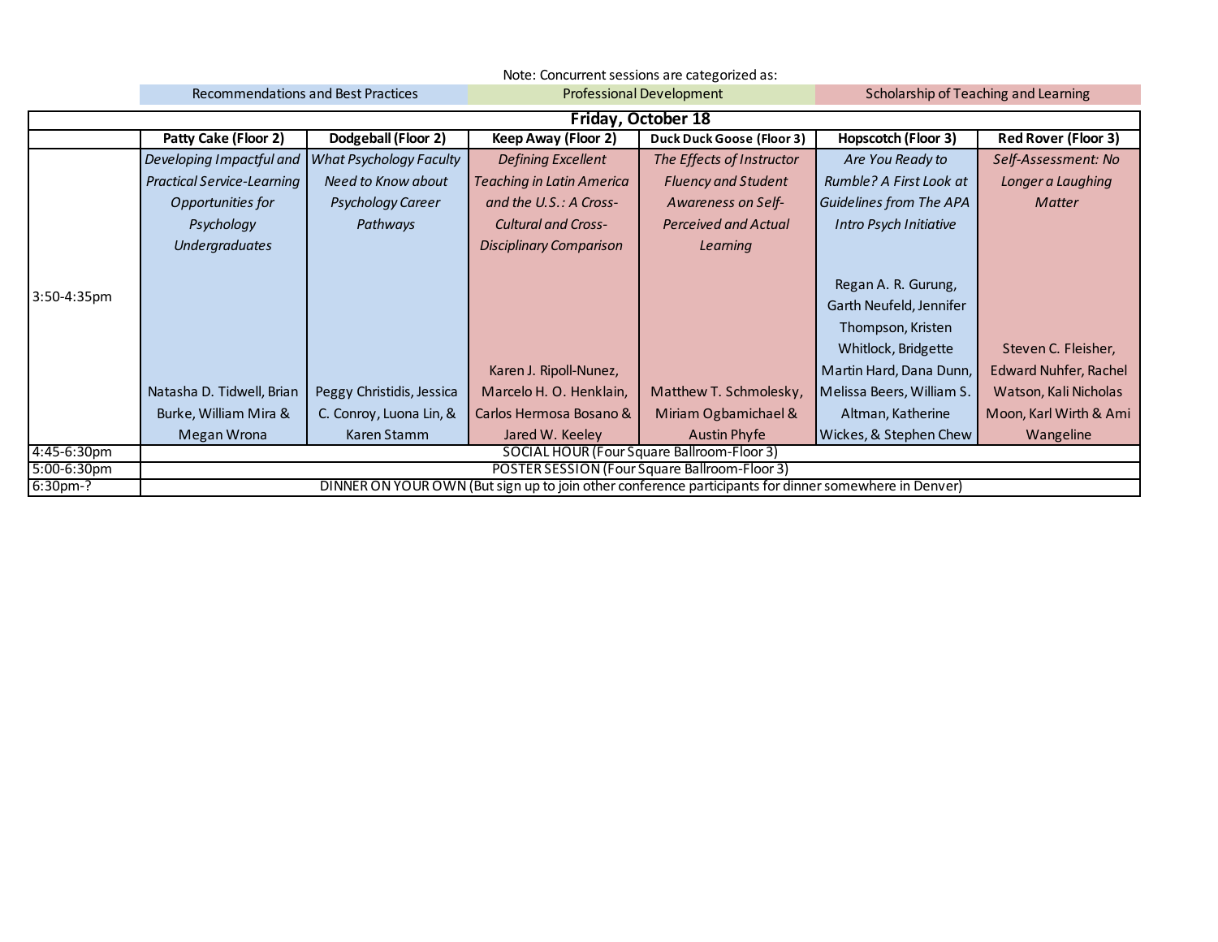Note: Concurrent sessions are categorized as:

| Recommendations and Best Practices | Professional Development | Scholarship of Teaching and Learning |
|---|---|---|

| Friday, October 18 | | | | | | |
|---|---|---|---|---|---|---|
| | **Patty Cake (Floor 2)** | **Dodgeball (Floor 2)** | **Keep Away (Floor 2)** | **Duck Duck Goose (Floor 3)** | **Hopscotch (Floor 3)** | **Red Rover (Floor 3)** |
| 3:50-4:35pm | *Developing Impactful and Practical Service-Learning Opportunities for Psychology Undergraduates* Natasha D. Tidwell, Brian Burke, William Mira & Megan Wrona | *What Psychology Faculty Need to Know about Psychology Career Pathways* Peggy Christidis, Jessica C. Conroy, Luona Lin, & Karen Stamm | *Defining Excellent Teaching in Latin America and the U.S.: A Cross-Cultural and Cross-Disciplinary Comparison* Karen J. Ripoll-Nunez, Marcelo H. O. Henklain, Carlos Hermosa Bosano & Jared W. Keeley | *The Effects of Instructor Fluency and Student Awareness on Self-Perceived and Actual Learning* Matthew T. Schmolesky, Miriam Ogbamichael & Austin Phyfe | *Are You Ready to Rumble? A First Look at Guidelines from The APA Intro Psych Initiative* Regan A. R. Gurung, Garth Neufeld, Jennifer Thompson, Kristen Whitlock, Bridgette Martin Hard, Dana Dunn, Melissa Beers, William S. Altman, Katherine Wickes, & Stephen Chew | *Self-Assessment: No Longer a Laughing Matter* Steven C. Fleisher, Edward Nuhfer, Rachel Watson, Kali Nicholas Moon, Karl Wirth & Ami Wangeline |
| 4:45-6:30pm | SOCIAL HOUR (Four Square Ballroom-Floor 3) | | | | | |
| 5:00-6:30pm | POSTER SESSION (Four Square Ballroom-Floor 3) | | | | | |
| 6:30pm-? | DINNER ON YOUR OWN (But sign up to join other conference participants for dinner somewhere in Denver) | | | | | |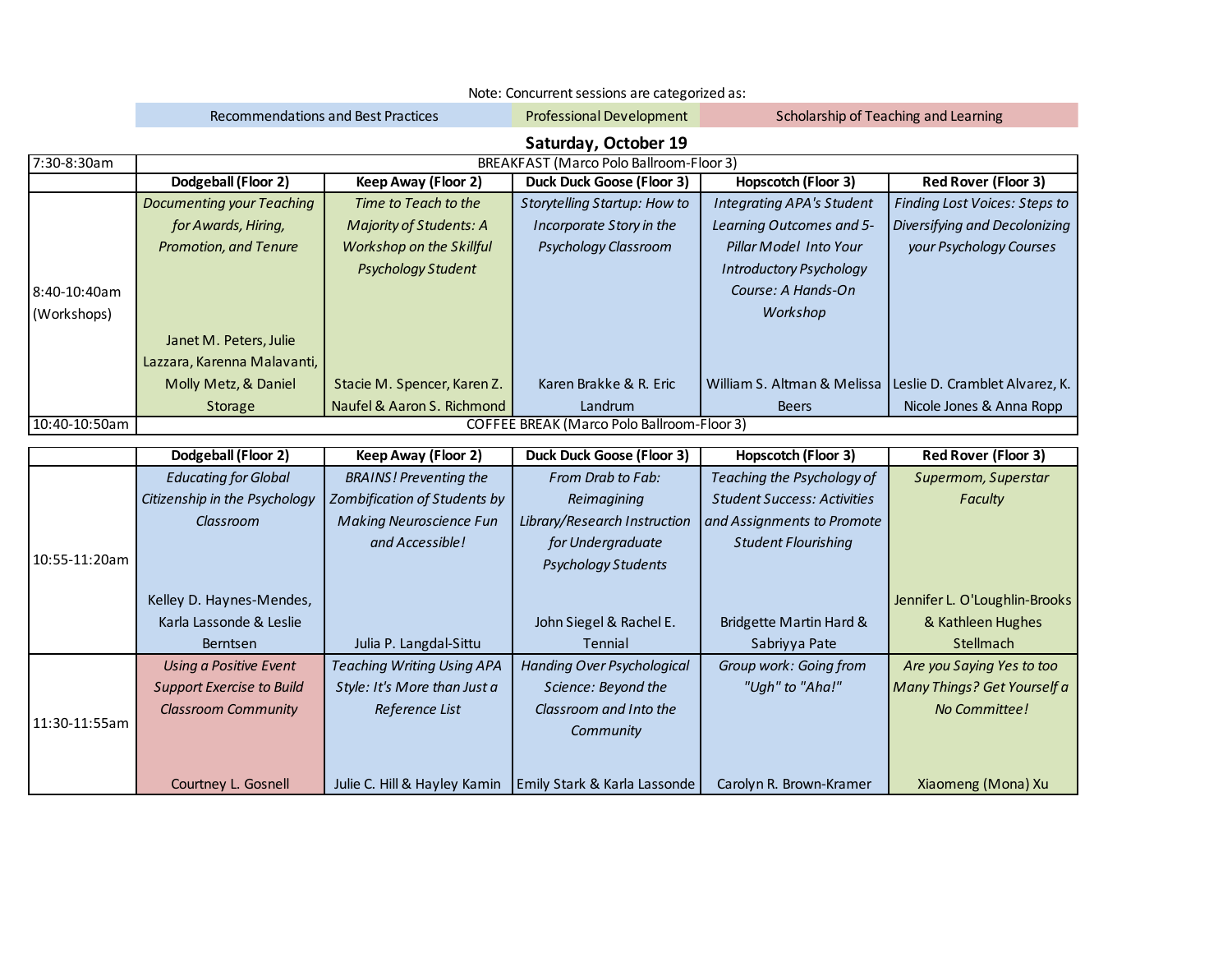Note: Concurrent sessions are categorized as:

| Recommendations and Best Practices | Professional Development | Scholarship of Teaching and Learning |
|---|---|---|

## Saturday, October 19

| | | | | | |
|---|---|---|---|---|---|
| 7:30-8:30am | BREAKFAST (Marco Polo Ballroom-Floor 3) | | | | |
| | **Dodgeball (Floor 2)** | **Keep Away (Floor 2)** | **Duck Duck Goose (Floor 3)** | **Hopscotch (Floor 3)** | **Red Rover (Floor 3)** |
| 8:40-10:40am (Workshops) | *Documenting your Teaching for Awards, Hiring, Promotion, and Tenure* Janet M. Peters, Julie Lazzara, Karenna Malavanti, Molly Metz, & Daniel Storage | *Time to Teach to the Majority of Students: A Workshop on the Skillful Psychology Student* Stacie M. Spencer, Karen Z. Naufel & Aaron S. Richmond | *Storytelling Startup: How to Incorporate Story in the Psychology Classroom* Karen Brakke & R. Eric Landrum | *Integrating APA's Student Learning Outcomes and 5-Pillar Model Into Your Introductory Psychology Course: A Hands-On Workshop* William S. Altman & Melissa Beers | *Finding Lost Voices: Steps to Diversifying and Decolonizing your Psychology Courses* Leslie D. Cramblet Alvarez, K. Nicole Jones & Anna Ropp |
| 10:40-10:50am | COFFEE BREAK (Marco Polo Ballroom-Floor 3) | | | | |

| | **Dodgeball (Floor 2)** | **Keep Away (Floor 2)** | **Duck Duck Goose (Floor 3)** | **Hopscotch (Floor 3)** | **Red Rover (Floor 3)** |
|---|---|---|---|---|---|
| 10:55-11:20am | *Educating for Global Citizenship in the Psychology Classroom* Kelley D. Haynes-Mendes, Karla Lassonde & Leslie Berntsen | *BRAINS! Preventing the Zombification of Students by Making Neuroscience Fun and Accessible!* Julia P. Langdal-Sittu | *From Drab to Fab: Reimagining Library/Research Instruction for Undergraduate Psychology Students* John Siegel & Rachel E. Tennial | *Teaching the Psychology of Student Success: Activities and Assignments to Promote Student Flourishing* Bridgette Martin Hard & Sabriyya Pate | *Supermom, Superstar Faculty* Jennifer L. O'Loughlin-Brooks & Kathleen Hughes Stellmach |
| 11:30-11:55am | *Using a Positive Event Support Exercise to Build Classroom Community* Courtney L. Gosnell | *Teaching Writing Using APA Style: It's More than Just a Reference List* Julie C. Hill & Hayley Kamin | *Handing Over Psychological Science: Beyond the Classroom and Into the Community* Emily Stark & Karla Lassonde | *Group work: Going from "Ugh" to "Aha!"* Carolyn R. Brown-Kramer | *Are you Saying Yes to too Many Things? Get Yourself a No Committee!* Xiaomeng (Mona) Xu |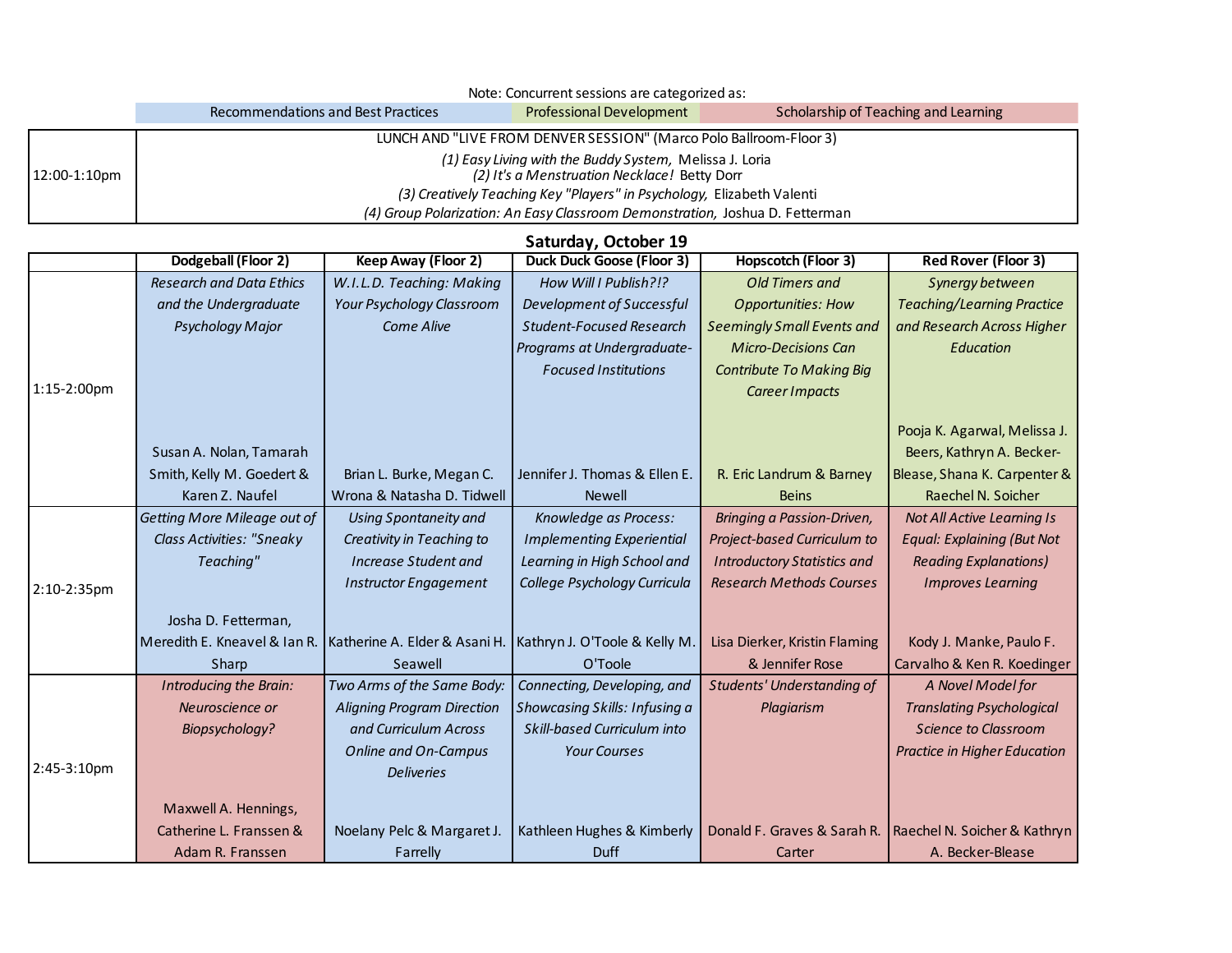Note: Concurrent sessions are categorized as:

| Recommendations and Best Practices | Professional Development | Scholarship of Teaching and Learning |
|---|---|---|

| | |
|---|---|
| 12:00-1:10pm | LUNCH AND "LIVE FROM DENVER SESSION" (Marco Polo Ballroom-Floor 3)<br>*(1) Easy Living with the Buddy System,* Melissa J. Loria<br>*(2) It's a Menstruation Necklace!* Betty Dorr<br>*(3) Creatively Teaching Key "Players" in Psychology,* Elizabeth Valenti<br>*(4) Group Polarization: An Easy Classroom Demonstration,* Joshua D. Fetterman |

## Saturday, October 19

| | Dodgeball (Floor 2) | Keep Away (Floor 2) | Duck Duck Goose (Floor 3) | Hopscotch (Floor 3) | Red Rover (Floor 3) |
|---|---|---|---|---|---|
| 1:15-2:00pm | *Research and Data Ethics and the Undergraduate Psychology Major*<br>Susan A. Nolan, Tamarah Smith, Kelly M. Goedert & Karen Z. Naufel | *W.I.L.D. Teaching: Making Your Psychology Classroom Come Alive*<br>Brian L. Burke, Megan C. Wrona & Natasha D. Tidwell | *How Will I Publish?!? Development of Successful Student-Focused Research Programs at Undergraduate-Focused Institutions*<br>Jennifer J. Thomas & Ellen E. Newell | *Old Timers and Opportunities: How Seemingly Small Events and Micro-Decisions Can Contribute To Making Big Career Impacts*<br>R. Eric Landrum & Barney Beins | *Synergy between Teaching/Learning Practice and Research Across Higher Education*<br>Pooja K. Agarwal, Melissa J. Beers, Kathryn A. Becker-Blease, Shana K. Carpenter & Raechel N. Soicher |
| 2:10-2:35pm | *Getting More Mileage out of Class Activities: "Sneaky Teaching"*<br>Josha D. Fetterman, Meredith E. Kneavel & Ian R. Sharp | *Using Spontaneity and Creativity in Teaching to Increase Student and Instructor Engagement*<br>Katherine A. Elder & Asani H. Seawell | *Knowledge as Process: Implementing Experiential Learning in High School and College Psychology Curricula*<br>Kathryn J. O'Toole & Kelly M. O'Toole | *Bringing a Passion-Driven, Project-based Curriculum to Introductory Statistics and Research Methods Courses*<br>Lisa Dierker, Kristin Flaming & Jennifer Rose | *Not All Active Learning Is Equal: Explaining (But Not Reading Explanations) Improves Learning*<br>Kody J. Manke, Paulo F. Carvalho & Ken R. Koedinger |
| 2:45-3:10pm | *Introducing the Brain: Neuroscience or Biopsychology?*<br>Maxwell A. Hennings, Catherine L. Franssen & Adam R. Franssen | *Two Arms of the Same Body: Aligning Program Direction and Curriculum Across Online and On-Campus Deliveries*<br>Noelany Pelc & Margaret J. Farrelly | *Connecting, Developing, and Showcasing Skills: Infusing a Skill-based Curriculum into Your Courses*<br>Kathleen Hughes & Kimberly Duff | *Students' Understanding of Plagiarism*<br>Donald F. Graves & Sarah R. Carter | *A Novel Model for Translating Psychological Science to Classroom Practice in Higher Education*<br>Raechel N. Soicher & Kathryn A. Becker-Blease |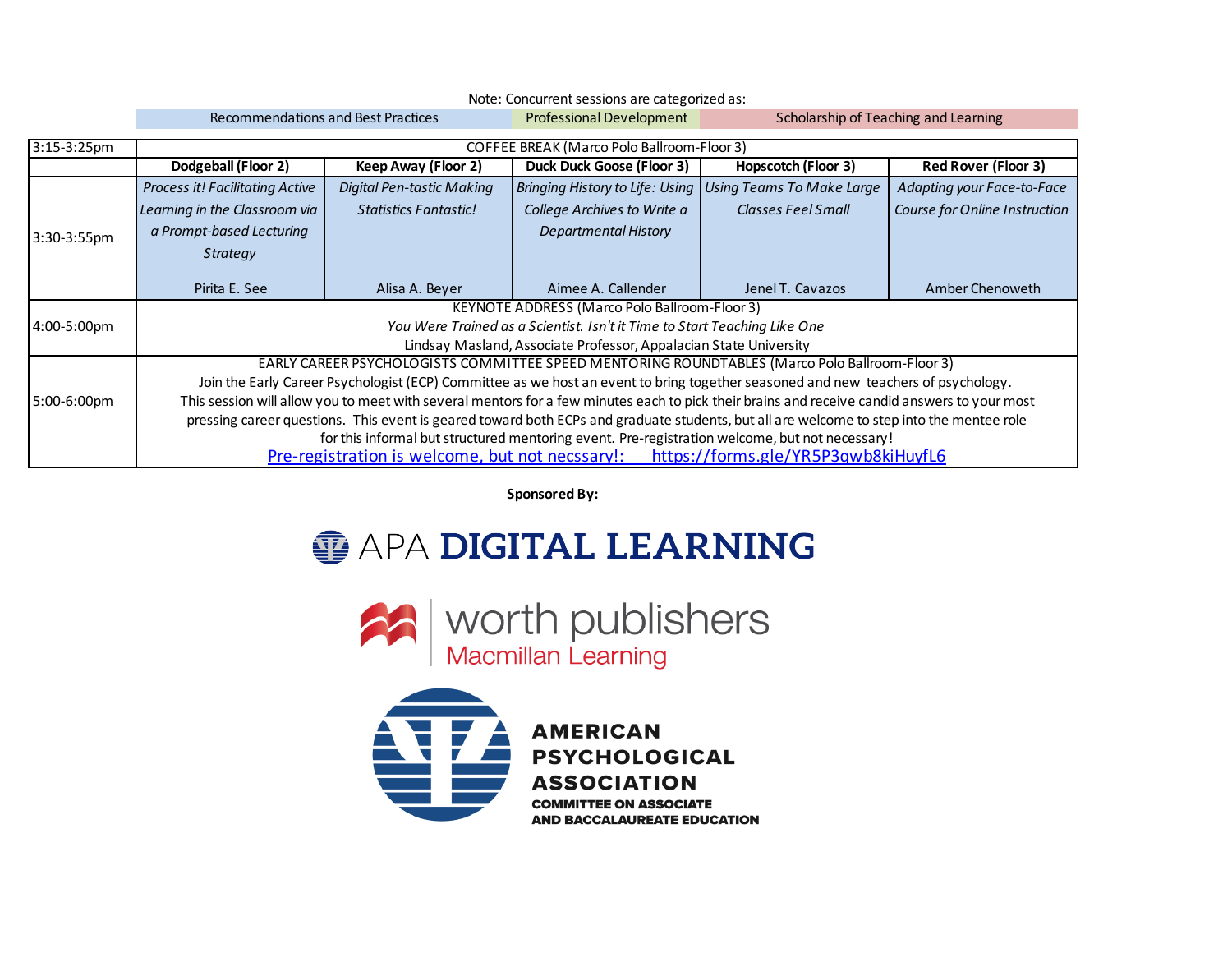Note: Concurrent sessions are categorized as:

Recommendations and Best Practices | Professional Development | Scholarship of Teaching and Learning

| | | | | | |
|---|---|---|---|---|---|
| 3:15-3:25pm | COFFEE BREAK (Marco Polo Ballroom-Floor 3) | | | | |
| | **Dodgeball (Floor 2)** | **Keep Away (Floor 2)** | **Duck Duck Goose (Floor 3)** | **Hopscotch (Floor 3)** | **Red Rover (Floor 3)** |
| 3:30-3:55pm | *Process it! Facilitating Active Learning in the Classroom via a Prompt-based Lecturing Strategy* Pirita E. See | *Digital Pen-tastic Making Statistics Fantastic!* Alisa A. Beyer | *Bringing History to Life: Using College Archives to Write a Departmental History* Aimee A. Callender | *Using Teams To Make Large Classes Feel Small* Jenel T. Cavazos | *Adapting your Face-to-Face Course for Online Instruction* Amber Chenoweth |
| 4:00-5:00pm | KEYNOTE ADDRESS (Marco Polo Ballroom-Floor 3) *You Were Trained as a Scientist. Isn't it Time to Start Teaching Like One* Lindsay Masland, Associate Professor, Appalacian State University | | | | |
| 5:00-6:00pm | EARLY CAREER PSYCHOLOGISTS COMMITTEE SPEED MENTORING ROUNDTABLES (Marco Polo Ballroom-Floor 3) Join the Early Career Psychologist (ECP) Committee as we host an event to bring together seasoned and new teachers of psychology. This session will allow you to meet with several mentors for a few minutes each to pick their brains and receive candid answers to your most pressing career questions. This event is geared toward both ECPs and graduate students, but all are welcome to step into the mentee role for this informal but structured mentoring event. Pre-registration welcome, but not necessary! Pre-registration is welcome, but not necssary!: https://forms.gle/YR5P3qwb8kiHuyfL6 | | | | |

**Sponsored By:**

APA DIGITAL LEARNING

worth publishers
Macmillan Learning

AMERICAN PSYCHOLOGICAL ASSOCIATION
COMMITTEE ON ASSOCIATE AND BACCALAUREATE EDUCATION